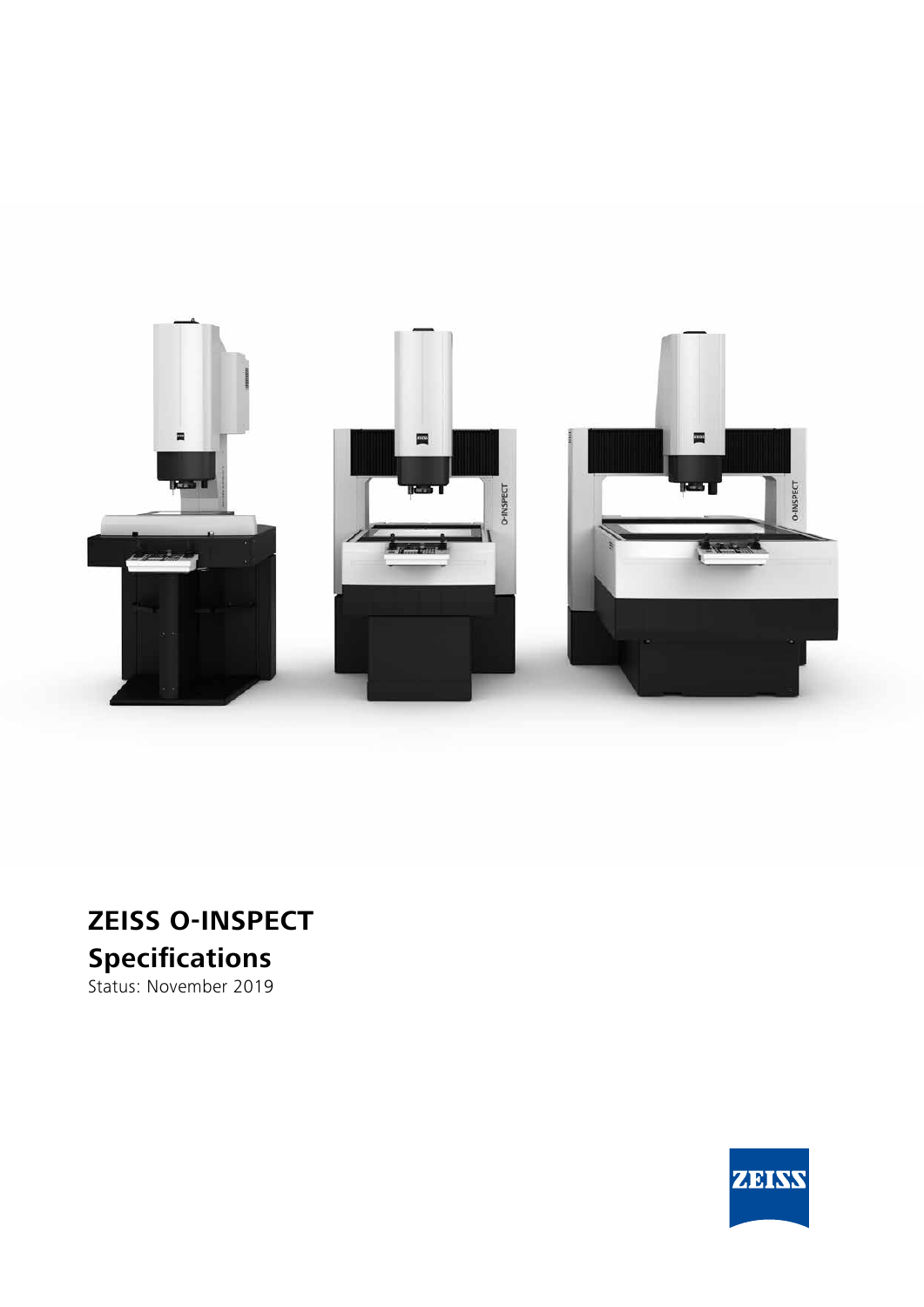# ZEISS O-INSPECT

## Specifications

Status: November 2019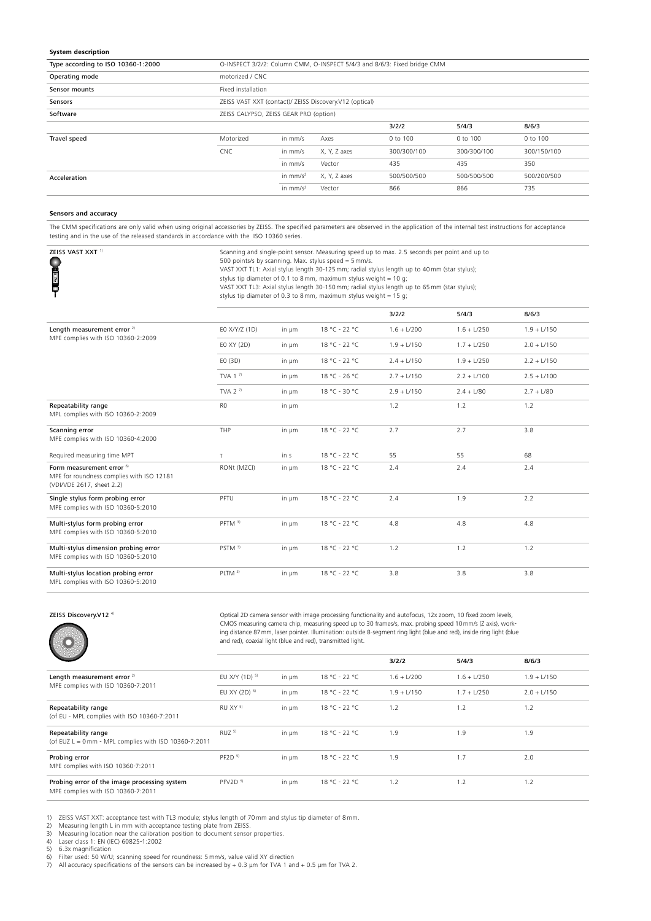**System description**

| | | | | 3/2/2 | 5/4/3 | 8/6/3 |
|---|---|---|---|---|---|---|
| Type according to ISO 10360-1:2000 | O-INSPECT 3/2/2: Column CMM, O-INSPECT 5/4/3 and 8/6/3: Fixed bridge CMM | | | | | |
| Operating mode | motorized / CNC | | | | | |
| Sensor mounts | Fixed installation | | | | | |
| Sensors | ZEISS VAST XXT (contact)/ ZEISS Discovery.V12 (optical) | | | | | |
| Software | ZEISS CALYPSO, ZEISS GEAR PRO (option) | | | | | |
| Travel speed | Motorized | in mm/s | Axes | 0 to 100 | 0 to 100 | 0 to 100 |
| | CNC | in mm/s | X, Y, Z axes | 300/300/100 | 300/300/100 | 300/150/100 |
| | | in mm/s | Vector | 435 | 435 | 350 |
| Acceleration | | in mm/s² | X, Y, Z axes | 500/500/500 | 500/500/500 | 500/200/500 |
| | | in mm/s² | Vector | 866 | 866 | 735 |

**Sensors and accuracy**

The CMM specifications are only valid when using original accessories by ZEISS. The specified parameters are observed in the application of the internal test instructions for acceptance testing and in the use of the released standards in accordance with the ISO 10360 series.

**ZEISS VAST XXT** [1]

Scanning and single-point sensor. Measuring speed up to max. 2.5 seconds per point and up to 500 points/s by scanning. Max. stylus speed = 5 mm/s.
VAST XXT TL1: Axial stylus length 30-125 mm; radial stylus length up to 40 mm (star stylus); stylus tip diameter of 0.1 to 8 mm, maximum stylus weight = 10 g;
VAST XXT TL3: Axial stylus length 30-150 mm; radial stylus length up to 65 mm (star stylus); stylus tip diameter of 0.3 to 8 mm, maximum stylus weight = 15 g;

| | | | | 3/2/2 | 5/4/3 | 8/6/3 |
|---|---|---|---|---|---|---|
| Length measurement error [2] MPE complies with ISO 10360-2:2009 | E0 X/Y/Z (1D) | in µm | 18 °C - 22 °C | 1.6 + L/200 | 1.6 + L/250 | 1.9 + L/150 |
| | E0 XY (2D) | in µm | 18 °C - 22 °C | 1.9 + L/150 | 1.7 + L/250 | 2.0 + L/150 |
| | E0 (3D) | in µm | 18 °C - 22 °C | 2.4 + L/150 | 1.9 + L/250 | 2.2 + L/150 |
| | TVA 1 [7] | in µm | 18 °C - 26 °C | 2.7 + L/150 | 2.2 + L/100 | 2.5 + L/100 |
| | TVA 2 [7] | in µm | 18 °C - 30 °C | 2.9 + L/150 | 2.4 + L/80 | 2.7 + L/80 |
| Repeatability range MPL complies with ISO 10360-2:2009 | R0 | in µm | | 1.2 | 1.2 | 1.2 |
| Scanning error MPE complies with ISO 10360-4:2000 | THP | in µm | 18 °C - 22 °C | 2.7 | 2.7 | 3.8 |
| Required measuring time MPT | τ | in s | 18 °C - 22 °C | 55 | 55 | 68 |
| Form measurement error [6] MPE for roundness complies with ISO 12181 (VDI/VDE 2617, sheet 2.2) | RONt (MZCI) | in µm | 18 °C - 22 °C | 2.4 | 2.4 | 2.4 |
| Single stylus form probing error MPE complies with ISO 10360-5:2010 | PFTU | in µm | 18 °C - 22 °C | 2.4 | 1.9 | 2.2 |
| Multi-stylus form probing error MPE complies with ISO 10360-5:2010 | PFTM [3] | in µm | 18 °C - 22 °C | 4.8 | 4.8 | 4.8 |
| Multi-stylus dimension probing error MPE complies with ISO 10360-5:2010 | PSTM [3] | in µm | 18 °C - 22 °C | 1.2 | 1.2 | 1.2 |
| Multi-stylus location probing error MPL complies with ISO 10360-5:2010 | PLTM [3] | in µm | 18 °C - 22 °C | 3.8 | 3.8 | 3.8 |

**ZEISS Discovery.V12** [4]

Optical 2D camera sensor with image processing functionality and autofocus, 12x zoom, 10 fixed zoom levels, CMOS measuring camera chip, measuring speed up to 30 frames/s, max. probing speed 10 mm/s (Z axis), working distance 87 mm, laser pointer. Illumination: outside 8-segment ring light (blue and red), inside ring light (blue and red), coaxial light (blue and red), transmitted light.

| | | | | 3/2/2 | 5/4/3 | 8/6/3 |
|---|---|---|---|---|---|---|
| Length measurement error [2] MPE complies with ISO 10360-7:2011 | EU X/Y (1D) [5] | in µm | 18 °C - 22 °C | 1.6 + L/200 | 1.6 + L/250 | 1.9 + L/150 |
| | EU XY (2D) [5] | in µm | 18 °C - 22 °C | 1.9 + L/150 | 1.7 + L/250 | 2.0 + L/150 |
| Repeatability range (of EU - MPL complies with ISO 10360-7:2011 | RU XY [5] | in µm | 18 °C - 22 °C | 1.2 | 1.2 | 1.2 |
| Repeatability range (of EUZ L = 0 mm - MPL complies with ISO 10360-7:2011 | RUZ [5] | in µm | 18 °C - 22 °C | 1.9 | 1.9 | 1.9 |
| Probing error MPE complies with ISO 10360-7:2011 | PF2D [5] | in µm | 18 °C - 22 °C | 1.9 | 1.7 | 2.0 |
| Probing error of the image processing system MPE complies with ISO 10360-7:2011 | PFV2D [5] | in µm | 18 °C - 22 °C | 1.2 | 1.2 | 1.2 |

1) ZEISS VAST XXT: acceptance test with TL3 module; stylus length of 70 mm and stylus tip diameter of 8 mm.
2) Measuring length L in mm with acceptance testing plate from ZEISS.
3) Measuring location near the calibration position to document sensor properties.
4) Laser class 1: EN (IEC) 60825-1:2002
5) 6.3x magnification
6) Filter used: 50 W/U; scanning speed for roundness: 5 mm/s, value valid XY direction
7) All accuracy specifications of the sensors can be increased by + 0.3 µm for TVA 1 and + 0.5 µm for TVA 2.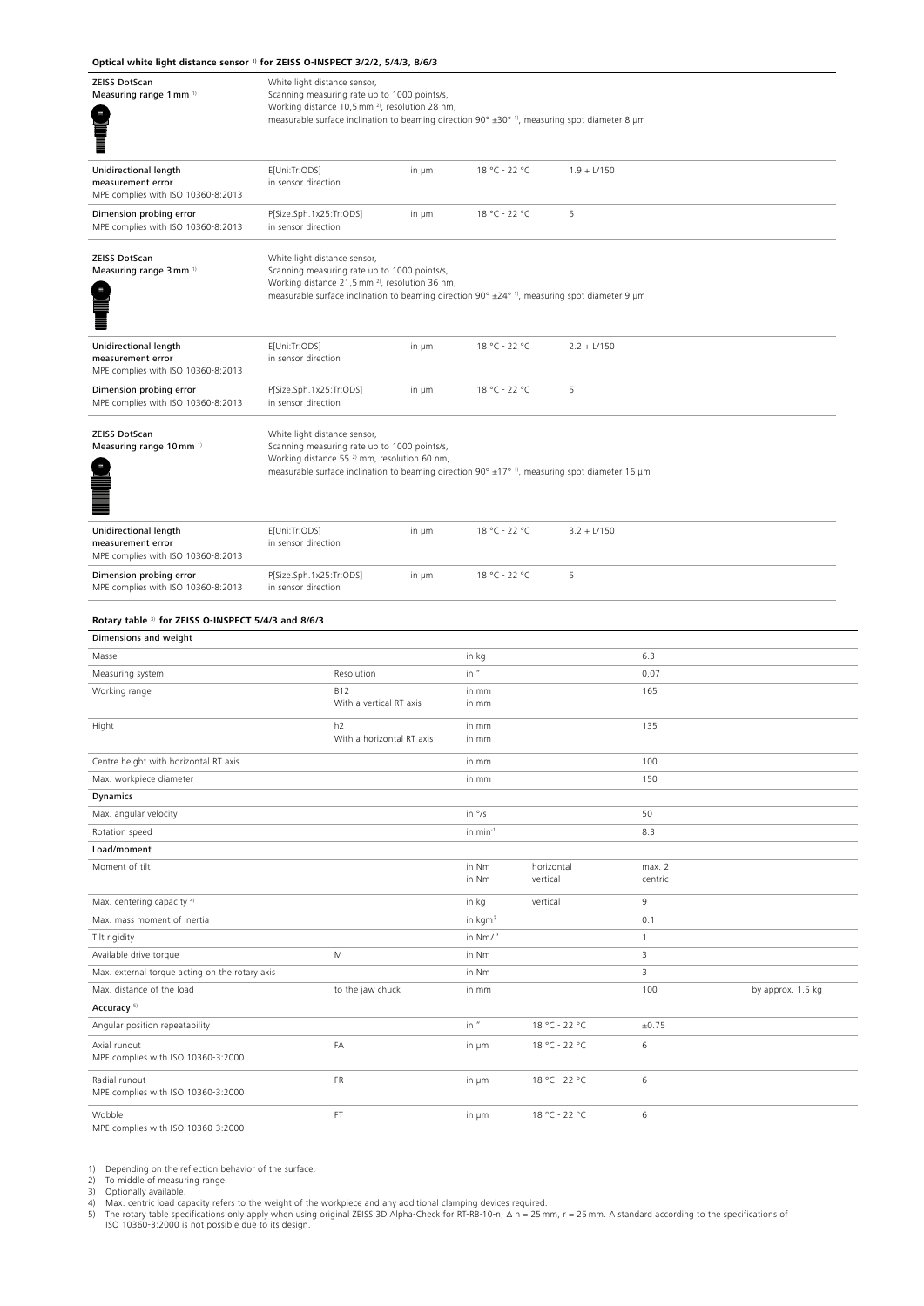**Optical white light distance sensor [1] for ZEISS O-INSPECT 3/2/2, 5/4/3, 8/6/3**

| | | | | |
|---|---|---|---|---|
| **ZEISS DotScan**<br>**Measuring range 1 mm [1]** | White light distance sensor,<br>Scanning measuring rate up to 1000 points/s,<br>Working distance 10,5 mm [2], resolution 28 nm,<br>measurable surface inclination to beaming direction 90° ±30° [1], measuring spot diameter 8 µm | | | |
| **Unidirectional length measurement error**<br>MPE complies with ISO 10360-8:2013 | E[Uni:Tr:ODS]<br>in sensor direction | in µm | 18 °C - 22 °C | 1.9 + L/150 |
| **Dimension probing error**<br>MPE complies with ISO 10360-8:2013 | P[Size.Sph.1x25:Tr:ODS]<br>in sensor direction | in µm | 18 °C - 22 °C | 5 |
| **ZEISS DotScan**<br>**Measuring range 3 mm [1]** | White light distance sensor,<br>Scanning measuring rate up to 1000 points/s,<br>Working distance 21,5 mm [2], resolution 36 nm,<br>measurable surface inclination to beaming direction 90° ±24° [1], measuring spot diameter 9 µm | | | |
| **Unidirectional length measurement error**<br>MPE complies with ISO 10360-8:2013 | E[Uni:Tr:ODS]<br>in sensor direction | in µm | 18 °C - 22 °C | 2.2 + L/150 |
| **Dimension probing error**<br>MPE complies with ISO 10360-8:2013 | P[Size.Sph.1x25:Tr:ODS]<br>in sensor direction | in µm | 18 °C - 22 °C | 5 |
| **ZEISS DotScan**<br>**Measuring range 10 mm [1]** | White light distance sensor,<br>Scanning measuring rate up to 1000 points/s,<br>Working distance 55 [2] mm, resolution 60 nm,<br>measurable surface inclination to beaming direction 90° ±17° [1], measuring spot diameter 16 µm | | | |
| **Unidirectional length measurement error**<br>MPE complies with ISO 10360-8:2013 | E[Uni:Tr:ODS]<br>in sensor direction | in µm | 18 °C - 22 °C | 3.2 + L/150 |
| **Dimension probing error**<br>MPE complies with ISO 10360-8:2013 | P[Size.Sph.1x25:Tr:ODS]<br>in sensor direction | in µm | 18 °C - 22 °C | 5 |

**Rotary table [3] for ZEISS O-INSPECT 5/4/3 and 8/6/3**

| **Dimensions and weight** | | | | | |
|---|---|---|---|---|---|
| Masse | | in kg | | 6.3 | |
| Measuring system | Resolution | in ″ | | 0,07 | |
| Working range | B12<br>With a vertical RT axis | in mm<br>in mm | | 165 | |
| Hight | h2<br>With a horizontal RT axis | in mm<br>in mm | | 135 | |
| Centre height with horizontal RT axis | | in mm | | 100 | |
| Max. workpiece diameter | | in mm | | 150 | |
| **Dynamics** | | | | | |
| Max. angular velocity | | in °/s | | 50 | |
| Rotation speed | | in min⁻¹ | | 8.3 | |
| **Load/moment** | | | | | |
| Moment of tilt | | in Nm<br>in Nm | horizontal<br>vertical | max. 2<br>centric | |
| Max. centering capacity [4] | | in kg | vertical | 9 | |
| Max. mass moment of inertia | | in kgm² | | 0.1 | |
| Tilt rigidity | | in Nm/″ | | 1 | |
| Available drive torque | M | in Nm | | 3 | |
| Max. external torque acting on the rotary axis | | in Nm | | 3 | |
| Max. distance of the load | to the jaw chuck | in mm | | 100 | by approx. 1.5 kg |
| **Accuracy [5]** | | | | | |
| Angular position repeatability | | in ″ | 18 °C - 22 °C | ±0.75 | |
| Axial runout<br>MPE complies with ISO 10360-3:2000 | FA | in µm | 18 °C - 22 °C | 6 | |
| Radial runout<br>MPE complies with ISO 10360-3:2000 | FR | in µm | 18 °C - 22 °C | 6 | |
| Wobble<br>MPE complies with ISO 10360-3:2000 | FT | in µm | 18 °C - 22 °C | 6 | |

1) Depending on the reflection behavior of the surface.
2) To middle of measuring range.
3) Optionally available.
4) Max. centric load capacity refers to the weight of the workpiece and any additional clamping devices required.
5) The rotary table specifications only apply when using original ZEISS 3D Alpha-Check for RT-RB-10-n, Δ h = 25 mm, r = 25 mm. A standard according to the specifications of ISO 10360-3:2000 is not possible due to its design.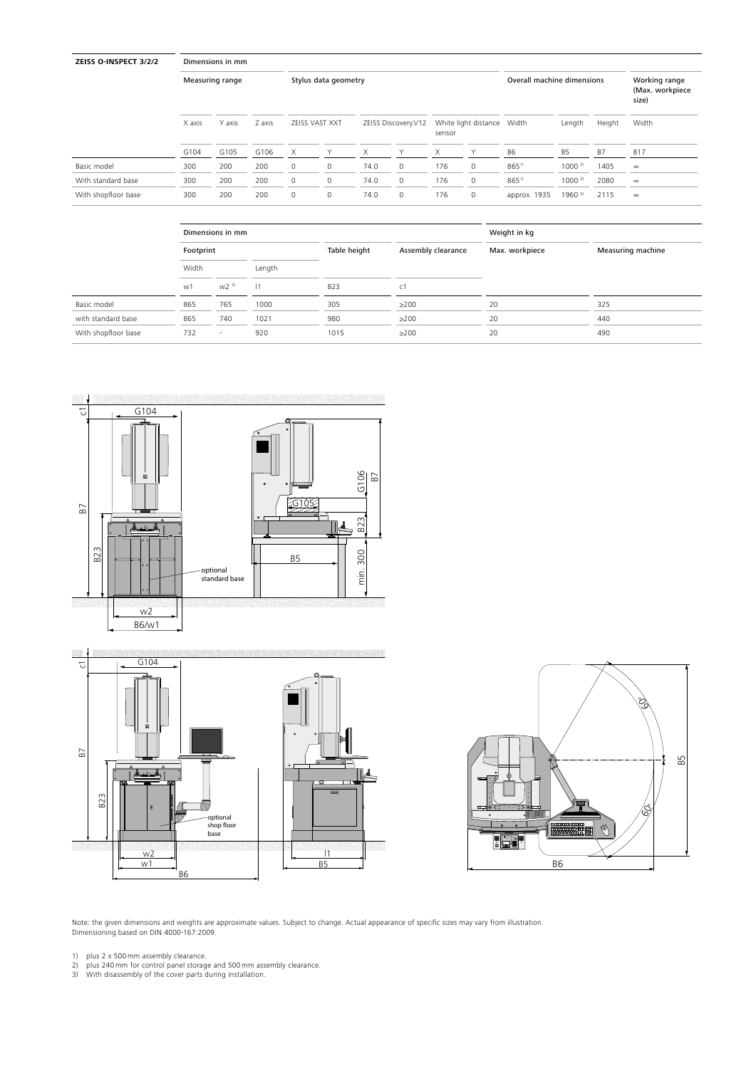| ZEISS O-INSPECT 3/2/2 | Dimensions in mm | | | | | | | | | | | | |
|---|---|---|---|---|---|---|---|---|---|---|---|---|---|
| | Measuring range | | | Stylus data geometry | | | | | | Overall machine dimensions | | | Working range (Max. workpiece size) |
| | X axis | Y axis | Z axis | ZEISS VAST XXT | | ZEISS Discovery.V12 | | White light distance sensor | | Width | Length | Height | Width |
| | G104 | G105 | G106 | X | Y | X | Y | X | Y | B6 | B5 | B7 | B17 |
| Basic model | 300 | 200 | 200 | 0 | 0 | 74.0 | 0 | 176 | 0 | 865[1] | 1000 [2] | 1405 | ∞ |
| With standard base | 300 | 200 | 200 | 0 | 0 | 74.0 | 0 | 176 | 0 | 865[1] | 1000 [2] | 2080 | ∞ |
| With shopfloor base | 300 | 200 | 200 | 0 | 0 | 74.0 | 0 | 176 | 0 | approx. 1935 | 1960 [2] | 2115 | ∞ |

| | Dimensions in mm | | | | | Weight in kg | |
|---|---|---|---|---|---|---|---|
| | Footprint | | | Table height | Assembly clearance | Max. workpiece | Measuring machine |
| | Width | | Length | | | | |
| | w1 | w2 [3] | l1 | B23 | c1 | | |
| Basic model | 865 | 765 | 1000 | 305 | ≥200 | 20 | 325 |
| with standard base | 865 | 740 | 1021 | 980 | ≥200 | 20 | 440 |
| With shopfloor base | 732 | - | 920 | 1015 | ≥200 | 20 | 490 |

Note: the given dimensions and weights are approximate values. Subject to change. Actual appearance of specific sizes may vary from illustration.
Dimensioning based on DIN 4000-167:2009.

1) plus 2 x 500 mm assembly clearance.
2) plus 240 mm for control panel storage and 500 mm assembly clearance.
3) With disassembly of the cover parts during installation.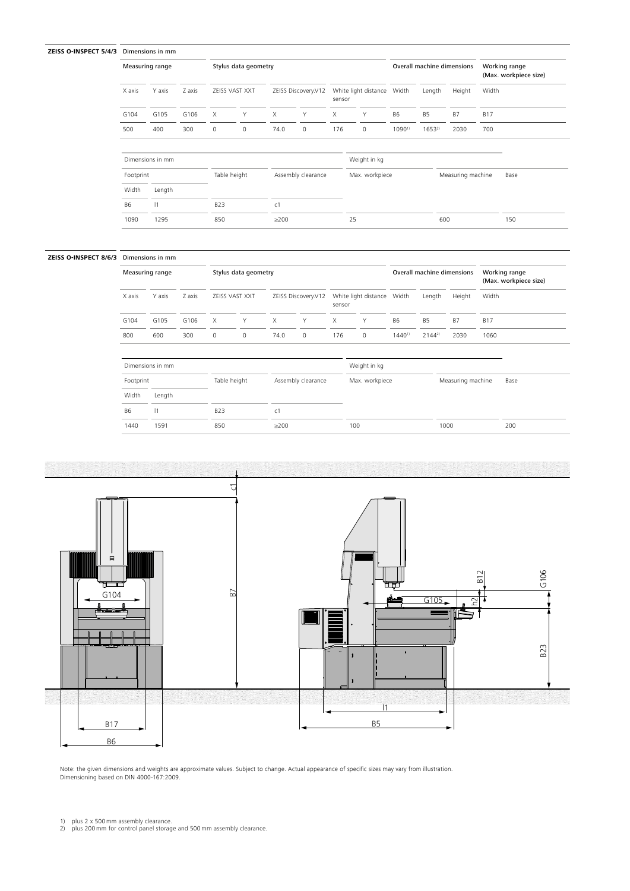## ZEISS O-INSPECT 5/4/3

Dimensions in mm

| Measuring range | | | Stylus data geometry | | | | | | Overall machine dimensions | | | Working range (Max. workpiece size) |
|---|---|---|---|---|---|---|---|---|---|---|---|---|
| X axis | Y axis | Z axis | ZEISS VAST XXT | | ZEISS Discovery.V12 | | White light distance sensor | | Width | Length | Height | Width |
| G104 | G105 | G106 | X | Y | X | Y | X | Y | B6 | B5 | B7 | B17 |
| 500 | 400 | 300 | 0 | 0 | 74.0 | 0 | 176 | 0 | 1090[1] | 1653[2] | 2030 | 700 |

| Dimensions in mm | | | | Weight in kg | | |
|---|---|---|---|---|---|---|
| Footprint | | Table height | Assembly clearance | Max. workpiece | Measuring machine | Base |
| Width | Length | | | | | |
| B6 | l1 | B23 | c1 | | | |
| 1090 | 1295 | 850 | ≥200 | 25 | 600 | 150 |

## ZEISS O-INSPECT 8/6/3

Dimensions in mm

| Measuring range | | | Stylus data geometry | | | | | | Overall machine dimensions | | | Working range (Max. workpiece size) |
|---|---|---|---|---|---|---|---|---|---|---|---|---|
| X axis | Y axis | Z axis | ZEISS VAST XXT | | ZEISS Discovery.V12 | | White light distance sensor | | Width | Length | Height | Width |
| G104 | G105 | G106 | X | Y | X | Y | X | Y | B6 | B5 | B7 | B17 |
| 800 | 600 | 300 | 0 | 0 | 74.0 | 0 | 176 | 0 | 1440[1] | 2144[2] | 2030 | 1060 |

| Dimensions in mm | | | | Weight in kg | | |
|---|---|---|---|---|---|---|
| Footprint | | Table height | Assembly clearance | Max. workpiece | Measuring machine | Base |
| Width | Length | | | | | |
| B6 | l1 | B23 | c1 | | | |
| 1440 | 1591 | 850 | ≥200 | 100 | 1000 | 200 |

Note: the given dimensions and weights are approximate values. Subject to change. Actual appearance of specific sizes may vary from illustration.
Dimensioning based on DIN 4000-167:2009.

1) plus 2 x 500 mm assembly clearance.
2) plus 200 mm for control panel storage and 500 mm assembly clearance.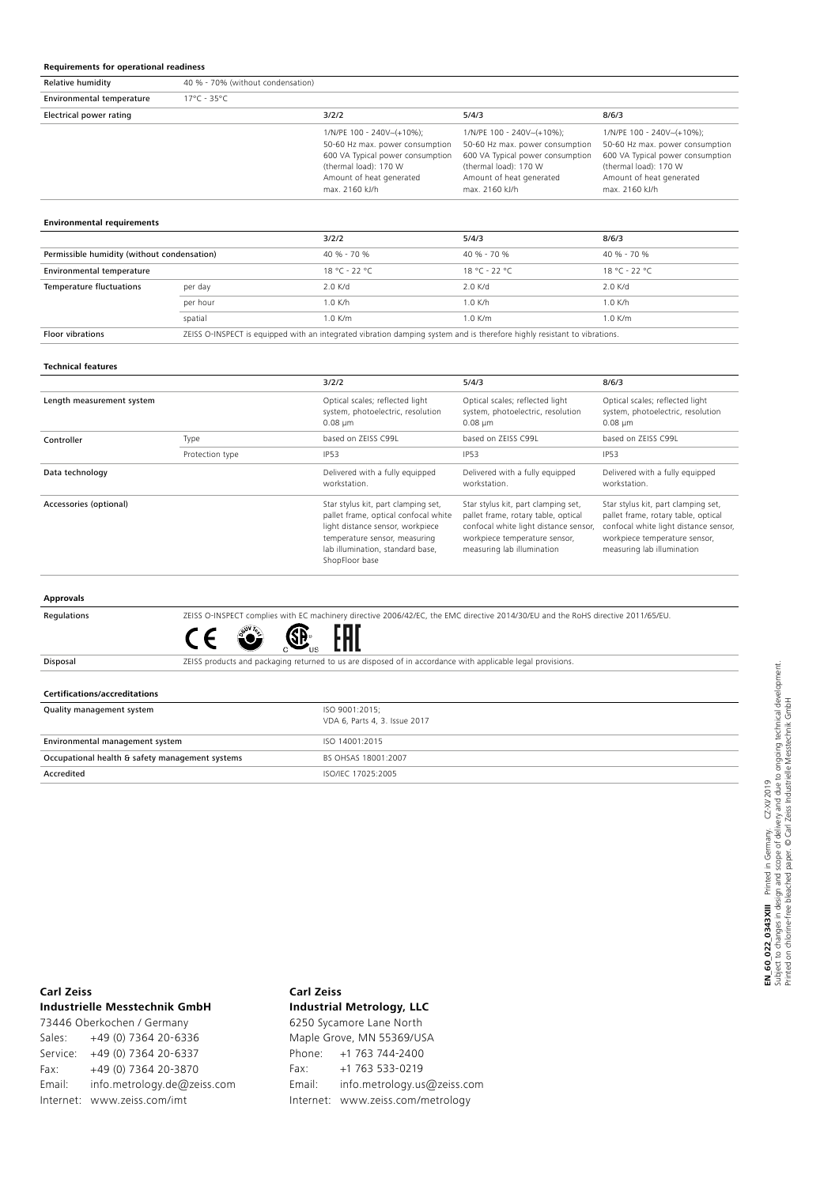**Requirements for operational readiness**

| | | | | |
|---|---|---|---|---|
| Relative humidity | 40 % - 70% (without condensation) | | | |
| Environmental temperature | 17°C - 35°C | | | |
| Electrical power rating | | 3/2/2 | 5/4/3 | 8/6/3 |
| | | 1/N/PE 100 - 240V~(+10%); 50-60 Hz max. power consumption 600 VA Typical power consumption (thermal load): 170 W Amount of heat generated max. 2160 kJ/h | 1/N/PE 100 - 240V~(+10%); 50-60 Hz max. power consumption 600 VA Typical power consumption (thermal load): 170 W Amount of heat generated max. 2160 kJ/h | 1/N/PE 100 - 240V~(+10%); 50-60 Hz max. power consumption 600 VA Typical power consumption (thermal load): 170 W Amount of heat generated max. 2160 kJ/h |

**Environmental requirements**

| | | 3/2/2 | 5/4/3 | 8/6/3 |
|---|---|---|---|---|
| Permissible humidity (without condensation) | | 40 % - 70 % | 40 % - 70 % | 40 % - 70 % |
| Environmental temperature | | 18 °C - 22 °C | 18 °C - 22 °C | 18 °C - 22 °C |
| Temperature fluctuations | per day | 2.0 K/d | 2.0 K/d | 2.0 K/d |
| | per hour | 1.0 K/h | 1.0 K/h | 1.0 K/h |
| | spatial | 1.0 K/m | 1.0 K/m | 1.0 K/m |
| Floor vibrations | ZEISS O-INSPECT is equipped with an integrated vibration damping system and is therefore highly resistant to vibrations. | | | |

**Technical features**

| | | 3/2/2 | 5/4/3 | 8/6/3 |
|---|---|---|---|---|
| Length measurement system | | Optical scales; reflected light system, photoelectric, resolution 0.08 µm | Optical scales; reflected light system, photoelectric, resolution 0.08 µm | Optical scales; reflected light system, photoelectric, resolution 0.08 µm |
| Controller | Type | based on ZEISS C99L | based on ZEISS C99L | based on ZEISS C99L |
| | Protection type | IP53 | IP53 | IP53 |
| Data technology | | Delivered with a fully equipped workstation. | Delivered with a fully equipped workstation. | Delivered with a fully equipped workstation. |
| Accessories (optional) | | Star stylus kit, part clamping set, pallet frame, optical confocal white light distance sensor, workpiece temperature sensor, measuring lab illumination, standard base, ShopFloor base | Star stylus kit, part clamping set, pallet frame, rotary table, optical confocal white light distance sensor, workpiece temperature sensor, measuring lab illumination | Star stylus kit, part clamping set, pallet frame, rotary table, optical confocal white light distance sensor, workpiece temperature sensor, measuring lab illumination |

**Approvals**

| | |
|---|---|
| Regulations | ZEISS O-INSPECT complies with EC machinery directive 2006/42/EC, the EMC directive 2014/30/EU and the RoHS directive 2011/65/EU. |
| Disposal | ZEISS products and packaging returned to us are disposed of in accordance with applicable legal provisions. |

**Certifications/accreditations**

| | |
|---|---|
| Quality management system | ISO 9001:2015; VDA 6, Parts 4, 3. Issue 2017 |
| Environmental management system | ISO 14001:2015 |
| Occupational health & safety management systems | BS OHSAS 18001:2007 |
| Accredited | ISO/IEC 17025:2005 |

**EN_60_022_0343XIII** Printed in Germany. CZ-XI/2019
Subject to changes in design and scope of delivery and due to ongoing technical development.
Printed on chlorine-free bleached paper. © Carl Zeiss Industrielle Messtechnik GmbH

**Carl Zeiss**
**Industrielle Messtechnik GmbH**
73446 Oberkochen / Germany
Sales: +49 (0) 7364 20-6336
Service: +49 (0) 7364 20-6337
Fax: +49 (0) 7364 20-3870
Email: info.metrology.de@zeiss.com
Internet: www.zeiss.com/imt

**Carl Zeiss**
**Industrial Metrology, LLC**
6250 Sycamore Lane North
Maple Grove, MN 55369/USA
Phone: +1 763 744-2400
Fax: +1 763 533-0219
Email: info.metrology.us@zeiss.com
Internet: www.zeiss.com/metrology